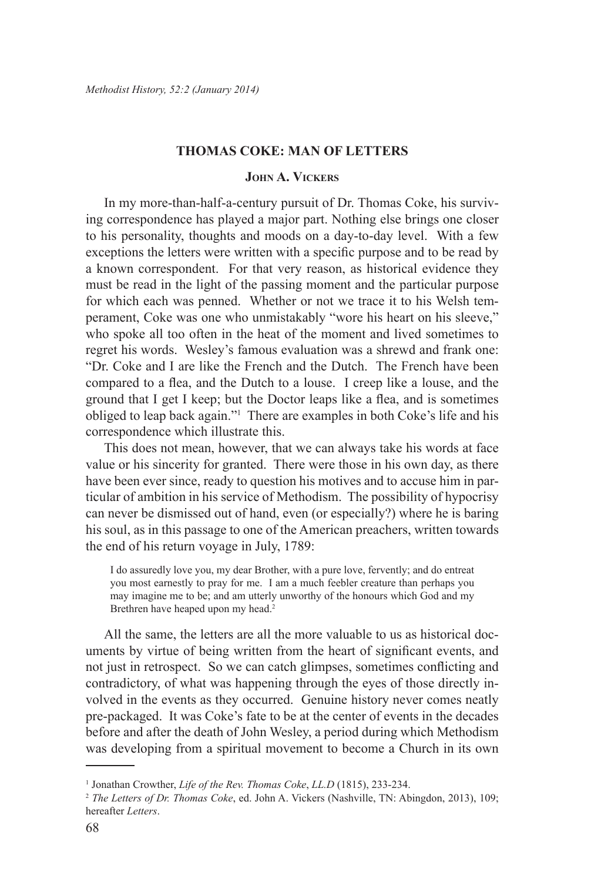# THOMAS COKE: MAN OF LETTERS

### John A. Vickers

In my more-than-half-a-century pursuit of Dr. Thomas Coke, his surviving correspondence has played a major part. Nothing else brings one closer to his personality, thoughts and moods on a day-to-day level. With a few exceptions the letters were written with a specific purpose and to be read by a known correspondent. For that very reason, as historical evidence they must be read in the light of the passing moment and the particular purpose for which each was penned. Whether or not we trace it to his Welsh temperament, Coke was one who unmistakably "wore his heart on his sleeve," who spoke all too often in the heat of the moment and lived sometimes to regret his words. Wesley's famous evaluation was a shrewd and frank one: "Dr. Coke and I are like the French and the Dutch. The French have been compared to a flea, and the Dutch to a louse. I creep like a louse, and the ground that I get I keep; but the Doctor leaps like a flea, and is sometimes obliged to leap back again."[1] There are examples in both Coke's life and his correspondence which illustrate this.

This does not mean, however, that we can always take his words at face value or his sincerity for granted. There were those in his own day, as there have been ever since, ready to question his motives and to accuse him in particular of ambition in his service of Methodism. The possibility of hypocrisy can never be dismissed out of hand, even (or especially?) where he is baring his soul, as in this passage to one of the American preachers, written towards the end of his return voyage in July, 1789:

> I do assuredly love you, my dear Brother, with a pure love, fervently; and do entreat you most earnestly to pray for me. I am a much feebler creature than perhaps you may imagine me to be; and am utterly unworthy of the honours which God and my Brethren have heaped upon my head.[2]

All the same, the letters are all the more valuable to us as historical documents by virtue of being written from the heart of significant events, and not just in retrospect. So we can catch glimpses, sometimes conflicting and contradictory, of what was happening through the eyes of those directly involved in the events as they occurred. Genuine history never comes neatly pre-packaged. It was Coke's fate to be at the center of events in the decades before and after the death of John Wesley, a period during which Methodism was developing from a spiritual movement to become a Church in its own

---

[1] Jonathan Crowther, *Life of the Rev. Thomas Coke, LL.D* (1815), 233-234.

[2] *The Letters of Dr. Thomas Coke*, ed. John A. Vickers (Nashville, TN: Abingdon, 2013), 109; hereafter *Letters*.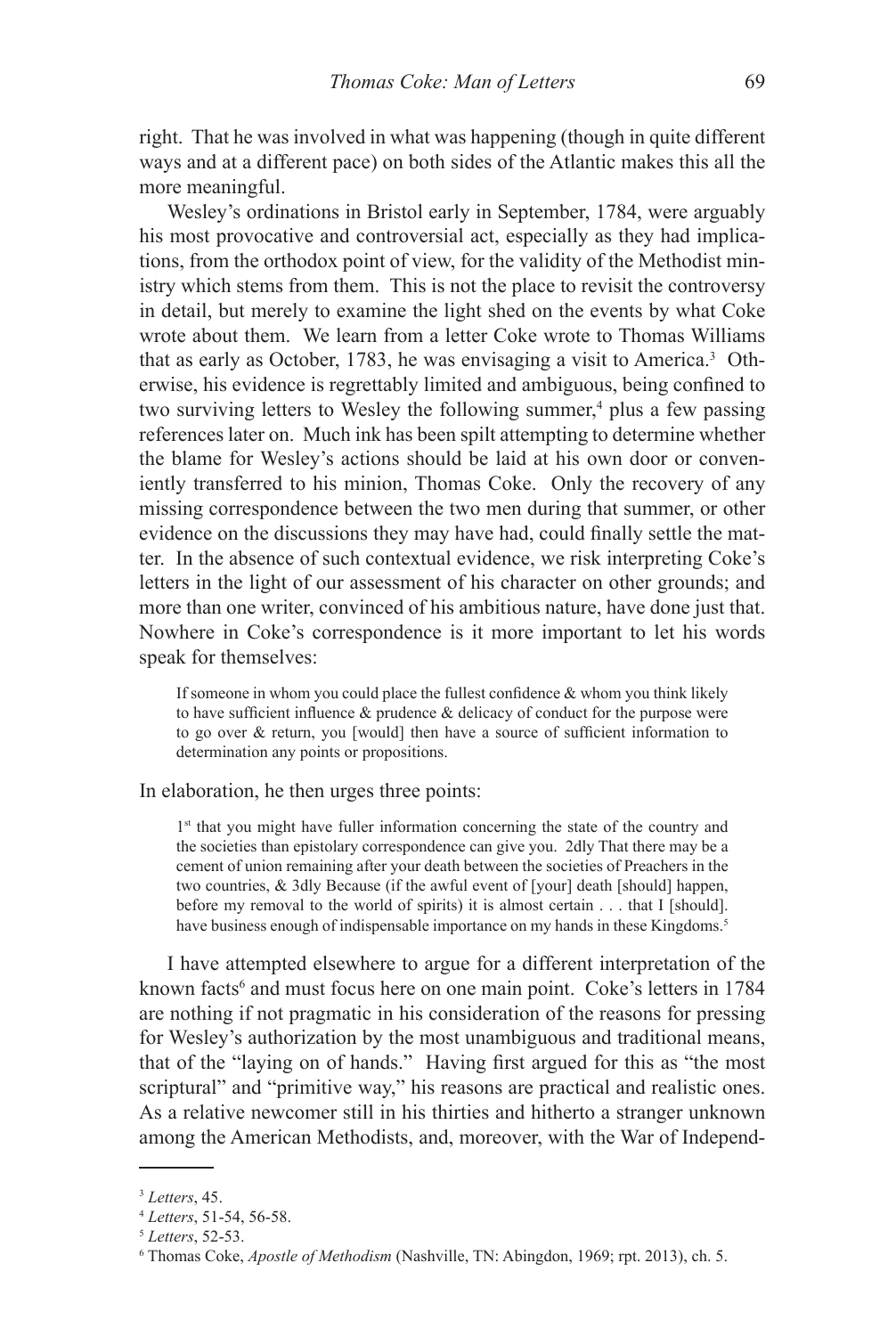right. That he was involved in what was happening (though in quite different ways and at a different pace) on both sides of the Atlantic makes this all the more meaningful.

Wesley's ordinations in Bristol early in September, 1784, were arguably his most provocative and controversial act, especially as they had implications, from the orthodox point of view, for the validity of the Methodist ministry which stems from them. This is not the place to revisit the controversy in detail, but merely to examine the light shed on the events by what Coke wrote about them. We learn from a letter Coke wrote to Thomas Williams that as early as October, 1783, he was envisaging a visit to America.[3] Otherwise, his evidence is regrettably limited and ambiguous, being confined to two surviving letters to Wesley the following summer,[4] plus a few passing references later on. Much ink has been spilt attempting to determine whether the blame for Wesley's actions should be laid at his own door or conveniently transferred to his minion, Thomas Coke. Only the recovery of any missing correspondence between the two men during that summer, or other evidence on the discussions they may have had, could finally settle the matter. In the absence of such contextual evidence, we risk interpreting Coke's letters in the light of our assessment of his character on other grounds; and more than one writer, convinced of his ambitious nature, have done just that. Nowhere in Coke's correspondence is it more important to let his words speak for themselves:

> If someone in whom you could place the fullest confidence & whom you think likely to have sufficient influence & prudence & delicacy of conduct for the purpose were to go over & return, you [would] then have a source of sufficient information to determination any points or propositions.

In elaboration, he then urges three points:

> 1st that you might have fuller information concerning the state of the country and the societies than epistolary correspondence can give you. 2dly That there may be a cement of union remaining after your death between the societies of Preachers in the two countries, & 3dly Because (if the awful event of [your] death [should] happen, before my removal to the world of spirits) it is almost certain . . . that I [should]. have business enough of indispensable importance on my hands in these Kingdoms.[5]

I have attempted elsewhere to argue for a different interpretation of the known facts[6] and must focus here on one main point. Coke's letters in 1784 are nothing if not pragmatic in his consideration of the reasons for pressing for Wesley's authorization by the most unambiguous and traditional means, that of the "laying on of hands." Having first argued for this as "the most scriptural" and "primitive way," his reasons are practical and realistic ones. As a relative newcomer still in his thirties and hitherto a stranger unknown among the American Methodists, and, moreover, with the War of Independ-

---

[3] *Letters*, 45.

[4] *Letters*, 51-54, 56-58.

[5] *Letters*, 52-53.

[6] Thomas Coke, *Apostle of Methodism* (Nashville, TN: Abingdon, 1969; rpt. 2013), ch. 5.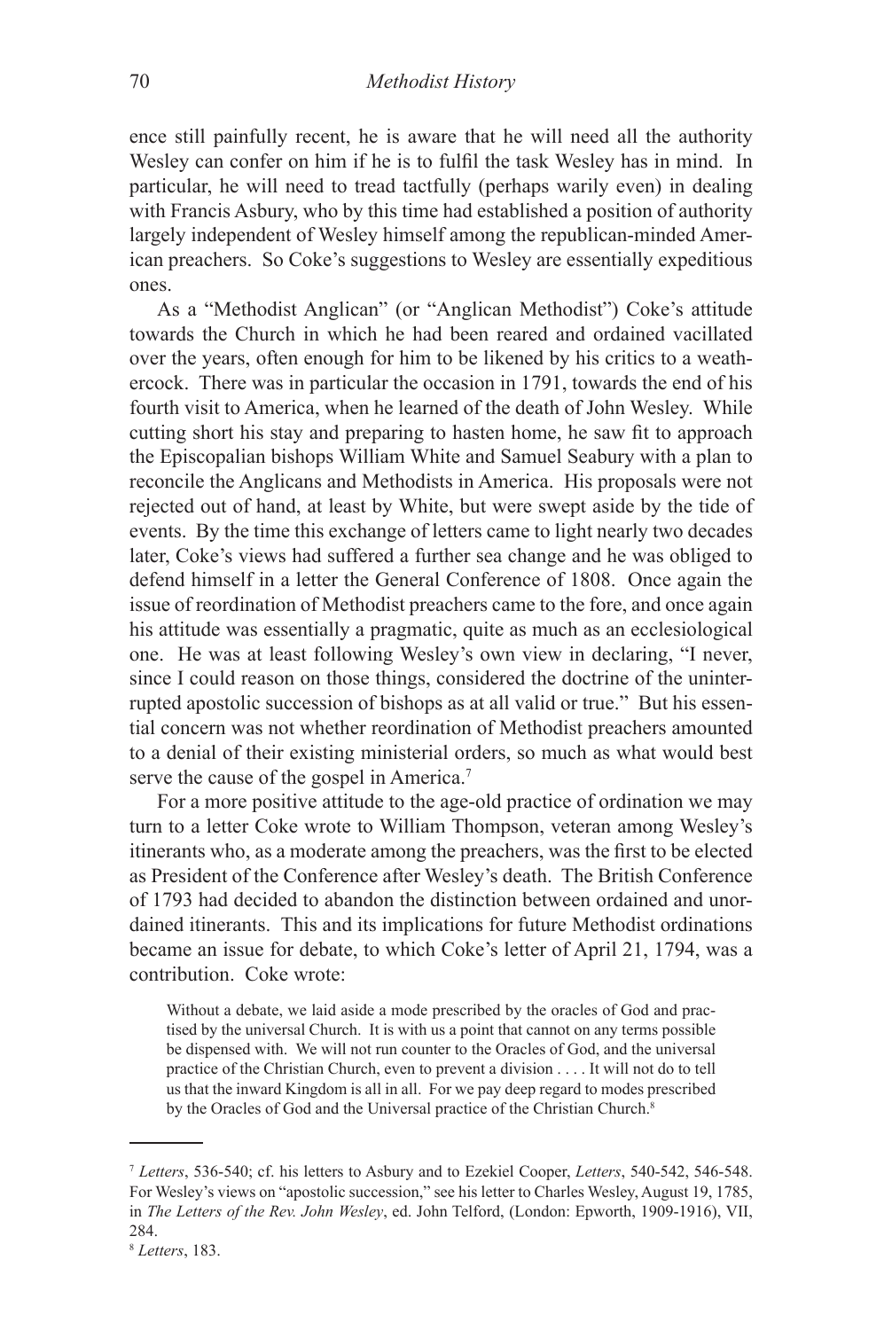ence still painfully recent, he is aware that he will need all the authority Wesley can confer on him if he is to fulfil the task Wesley has in mind. In particular, he will need to tread tactfully (perhaps warily even) in dealing with Francis Asbury, who by this time had established a position of authority largely independent of Wesley himself among the republican-minded American preachers. So Coke's suggestions to Wesley are essentially expeditious ones.

As a "Methodist Anglican" (or "Anglican Methodist") Coke's attitude towards the Church in which he had been reared and ordained vacillated over the years, often enough for him to be likened by his critics to a weathercock. There was in particular the occasion in 1791, towards the end of his fourth visit to America, when he learned of the death of John Wesley. While cutting short his stay and preparing to hasten home, he saw fit to approach the Episcopalian bishops William White and Samuel Seabury with a plan to reconcile the Anglicans and Methodists in America. His proposals were not rejected out of hand, at least by White, but were swept aside by the tide of events. By the time this exchange of letters came to light nearly two decades later, Coke's views had suffered a further sea change and he was obliged to defend himself in a letter the General Conference of 1808. Once again the issue of reordination of Methodist preachers came to the fore, and once again his attitude was essentially a pragmatic, quite as much as an ecclesiological one. He was at least following Wesley's own view in declaring, "I never, since I could reason on those things, considered the doctrine of the uninterrupted apostolic succession of bishops as at all valid or true." But his essential concern was not whether reordination of Methodist preachers amounted to a denial of their existing ministerial orders, so much as what would best serve the cause of the gospel in America.[7]

For a more positive attitude to the age-old practice of ordination we may turn to a letter Coke wrote to William Thompson, veteran among Wesley's itinerants who, as a moderate among the preachers, was the first to be elected as President of the Conference after Wesley's death. The British Conference of 1793 had decided to abandon the distinction between ordained and unordained itinerants. This and its implications for future Methodist ordinations became an issue for debate, to which Coke's letter of April 21, 1794, was a contribution. Coke wrote:

> Without a debate, we laid aside a mode prescribed by the oracles of God and practised by the universal Church. It is with us a point that cannot on any terms possible be dispensed with. We will not run counter to the Oracles of God, and the universal practice of the Christian Church, even to prevent a division . . . . It will not do to tell us that the inward Kingdom is all in all. For we pay deep regard to modes prescribed by the Oracles of God and the Universal practice of the Christian Church.[8]

---

[7] *Letters*, 536-540; cf. his letters to Asbury and to Ezekiel Cooper, *Letters*, 540-542, 546-548. For Wesley's views on "apostolic succession," see his letter to Charles Wesley, August 19, 1785, in *The Letters of the Rev. John Wesley*, ed. John Telford, (London: Epworth, 1909-1916), VII, 284.

[8] *Letters*, 183.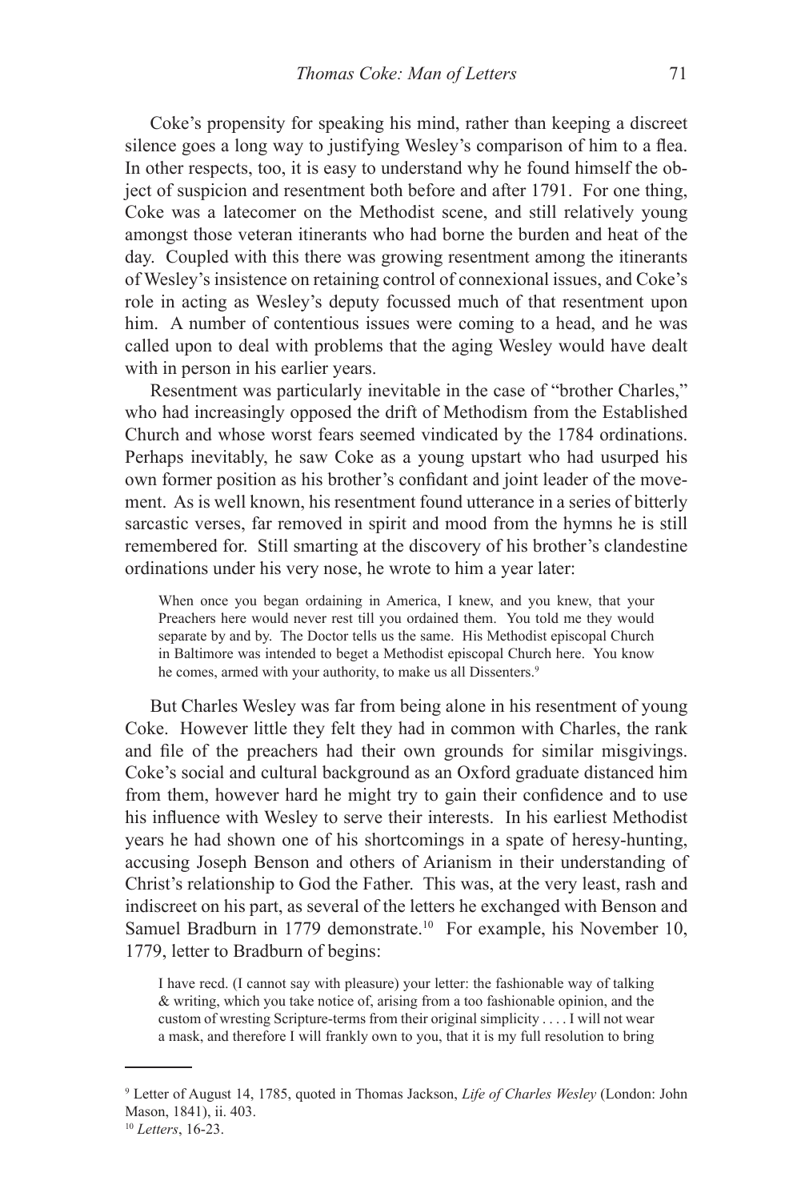Coke's propensity for speaking his mind, rather than keeping a discreet silence goes a long way to justifying Wesley's comparison of him to a flea. In other respects, too, it is easy to understand why he found himself the object of suspicion and resentment both before and after 1791. For one thing, Coke was a latecomer on the Methodist scene, and still relatively young amongst those veteran itinerants who had borne the burden and heat of the day. Coupled with this there was growing resentment among the itinerants of Wesley's insistence on retaining control of connexional issues, and Coke's role in acting as Wesley's deputy focussed much of that resentment upon him. A number of contentious issues were coming to a head, and he was called upon to deal with problems that the aging Wesley would have dealt with in person in his earlier years.

Resentment was particularly inevitable in the case of "brother Charles," who had increasingly opposed the drift of Methodism from the Established Church and whose worst fears seemed vindicated by the 1784 ordinations. Perhaps inevitably, he saw Coke as a young upstart who had usurped his own former position as his brother's confidant and joint leader of the movement. As is well known, his resentment found utterance in a series of bitterly sarcastic verses, far removed in spirit and mood from the hymns he is still remembered for. Still smarting at the discovery of his brother's clandestine ordinations under his very nose, he wrote to him a year later:

> When once you began ordaining in America, I knew, and you knew, that your Preachers here would never rest till you ordained them. You told me they would separate by and by. The Doctor tells us the same. His Methodist episcopal Church in Baltimore was intended to beget a Methodist episcopal Church here. You know he comes, armed with your authority, to make us all Dissenters.[9]

But Charles Wesley was far from being alone in his resentment of young Coke. However little they felt they had in common with Charles, the rank and file of the preachers had their own grounds for similar misgivings. Coke's social and cultural background as an Oxford graduate distanced him from them, however hard he might try to gain their confidence and to use his influence with Wesley to serve their interests. In his earliest Methodist years he had shown one of his shortcomings in a spate of heresy-hunting, accusing Joseph Benson and others of Arianism in their understanding of Christ's relationship to God the Father. This was, at the very least, rash and indiscreet on his part, as several of the letters he exchanged with Benson and Samuel Bradburn in 1779 demonstrate.[10] For example, his November 10, 1779, letter to Bradburn of begins:

> I have recd. (I cannot say with pleasure) your letter: the fashionable way of talking & writing, which you take notice of, arising from a too fashionable opinion, and the custom of wresting Scripture-terms from their original simplicity . . . . I will not wear a mask, and therefore I will frankly own to you, that it is my full resolution to bring

---

[9] Letter of August 14, 1785, quoted in Thomas Jackson, *Life of Charles Wesley* (London: John Mason, 1841), ii. 403.

[10] *Letters*, 16-23.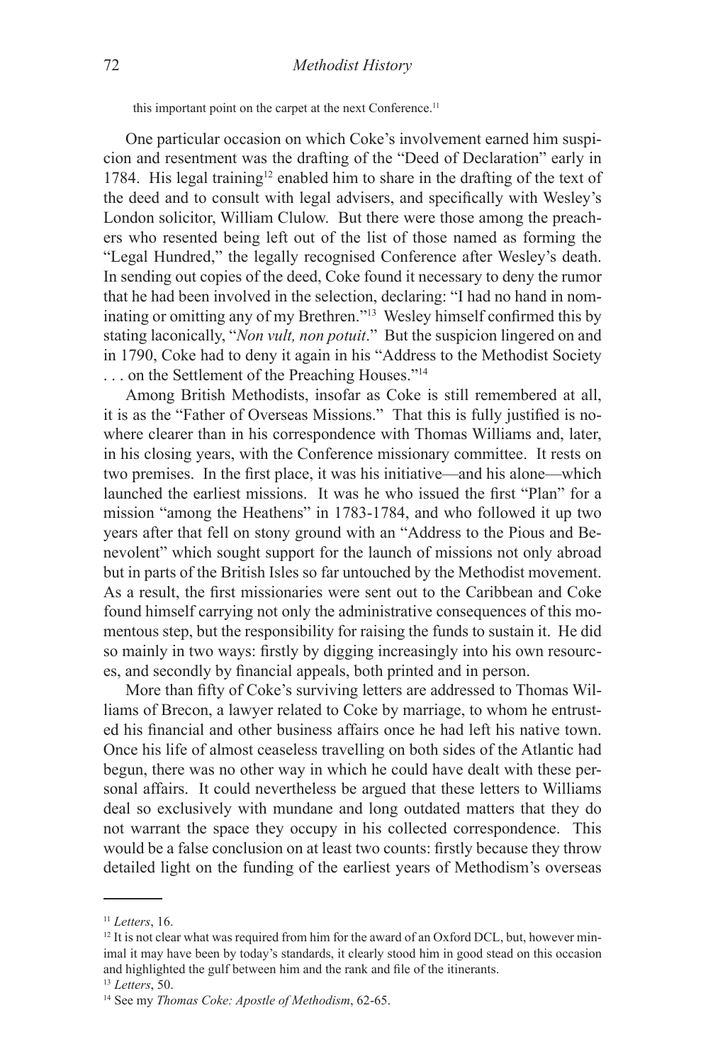this important point on the carpet at the next Conference.[11]

One particular occasion on which Coke's involvement earned him suspicion and resentment was the drafting of the "Deed of Declaration" early in 1784. His legal training[12] enabled him to share in the drafting of the text of the deed and to consult with legal advisers, and specifically with Wesley's London solicitor, William Clulow. But there were those among the preachers who resented being left out of the list of those named as forming the "Legal Hundred," the legally recognised Conference after Wesley's death. In sending out copies of the deed, Coke found it necessary to deny the rumor that he had been involved in the selection, declaring: "I had no hand in nominating or omitting any of my Brethren."[13] Wesley himself confirmed this by stating laconically, "*Non vult, non potuit*." But the suspicion lingered on and in 1790, Coke had to deny it again in his "Address to the Methodist Society . . . on the Settlement of the Preaching Houses."[14]

Among British Methodists, insofar as Coke is still remembered at all, it is as the "Father of Overseas Missions." That this is fully justified is nowhere clearer than in his correspondence with Thomas Williams and, later, in his closing years, with the Conference missionary committee. It rests on two premises. In the first place, it was his initiative—and his alone—which launched the earliest missions. It was he who issued the first "Plan" for a mission "among the Heathens" in 1783-1784, and who followed it up two years after that fell on stony ground with an "Address to the Pious and Benevolent" which sought support for the launch of missions not only abroad but in parts of the British Isles so far untouched by the Methodist movement. As a result, the first missionaries were sent out to the Caribbean and Coke found himself carrying not only the administrative consequences of this momentous step, but the responsibility for raising the funds to sustain it. He did so mainly in two ways: firstly by digging increasingly into his own resources, and secondly by financial appeals, both printed and in person.

More than fifty of Coke's surviving letters are addressed to Thomas Williams of Brecon, a lawyer related to Coke by marriage, to whom he entrusted his financial and other business affairs once he had left his native town. Once his life of almost ceaseless travelling on both sides of the Atlantic had begun, there was no other way in which he could have dealt with these personal affairs. It could nevertheless be argued that these letters to Williams deal so exclusively with mundane and long outdated matters that they do not warrant the space they occupy in his collected correspondence. This would be a false conclusion on at least two counts: firstly because they throw detailed light on the funding of the earliest years of Methodism's overseas

---

[11] *Letters*, 16.

[12] It is not clear what was required from him for the award of an Oxford DCL, but, however minimal it may have been by today's standards, it clearly stood him in good stead on this occasion and highlighted the gulf between him and the rank and file of the itinerants.

[13] *Letters*, 50.

[14] See my *Thomas Coke: Apostle of Methodism*, 62-65.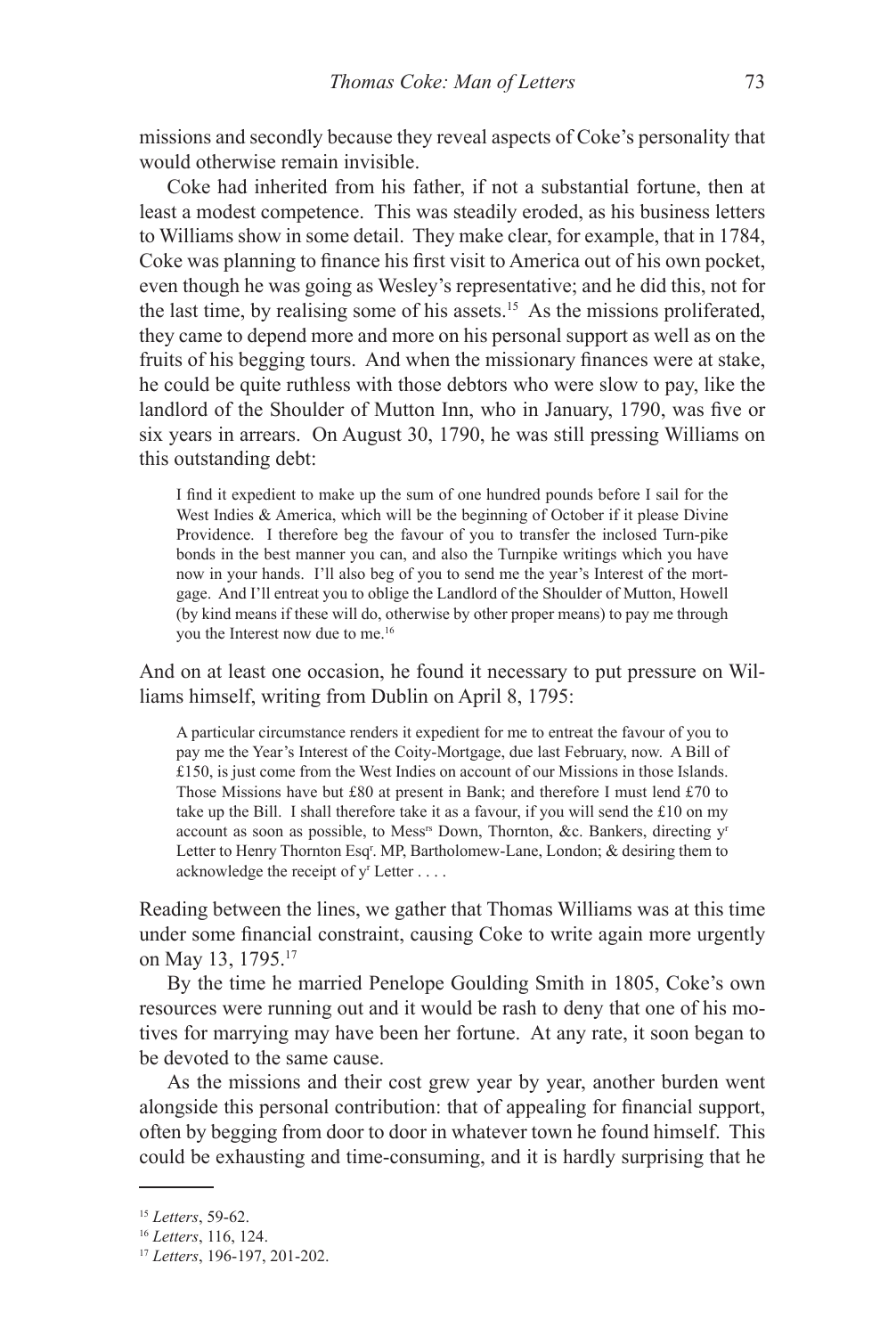missions and secondly because they reveal aspects of Coke's personality that would otherwise remain invisible.

Coke had inherited from his father, if not a substantial fortune, then at least a modest competence. This was steadily eroded, as his business letters to Williams show in some detail. They make clear, for example, that in 1784, Coke was planning to finance his first visit to America out of his own pocket, even though he was going as Wesley's representative; and he did this, not for the last time, by realising some of his assets.[15] As the missions proliferated, they came to depend more and more on his personal support as well as on the fruits of his begging tours. And when the missionary finances were at stake, he could be quite ruthless with those debtors who were slow to pay, like the landlord of the Shoulder of Mutton Inn, who in January, 1790, was five or six years in arrears. On August 30, 1790, he was still pressing Williams on this outstanding debt:

> I find it expedient to make up the sum of one hundred pounds before I sail for the West Indies & America, which will be the beginning of October if it please Divine Providence. I therefore beg the favour of you to transfer the inclosed Turn-pike bonds in the best manner you can, and also the Turnpike writings which you have now in your hands. I'll also beg of you to send me the year's Interest of the mortgage. And I'll entreat you to oblige the Landlord of the Shoulder of Mutton, Howell (by kind means if these will do, otherwise by other proper means) to pay me through you the Interest now due to me.[16]

And on at least one occasion, he found it necessary to put pressure on Williams himself, writing from Dublin on April 8, 1795:

> A particular circumstance renders it expedient for me to entreat the favour of you to pay me the Year's Interest of the Coity-Mortgage, due last February, now. A Bill of £150, is just come from the West Indies on account of our Missions in those Islands. Those Missions have but £80 at present in Bank; and therefore I must lend £70 to take up the Bill. I shall therefore take it as a favour, if you will send the £10 on my account as soon as possible, to Mess^rs Down, Thornton, &c. Bankers, directing y^r Letter to Henry Thornton Esq^r. MP, Bartholomew-Lane, London; & desiring them to acknowledge the receipt of y^r Letter . . . .

Reading between the lines, we gather that Thomas Williams was at this time under some financial constraint, causing Coke to write again more urgently on May 13, 1795.[17]

By the time he married Penelope Goulding Smith in 1805, Coke's own resources were running out and it would be rash to deny that one of his motives for marrying may have been her fortune. At any rate, it soon began to be devoted to the same cause.

As the missions and their cost grew year by year, another burden went alongside this personal contribution: that of appealing for financial support, often by begging from door to door in whatever town he found himself. This could be exhausting and time-consuming, and it is hardly surprising that he

[15] *Letters*, 59-62.

[16] *Letters*, 116, 124.

[17] *Letters*, 196-197, 201-202.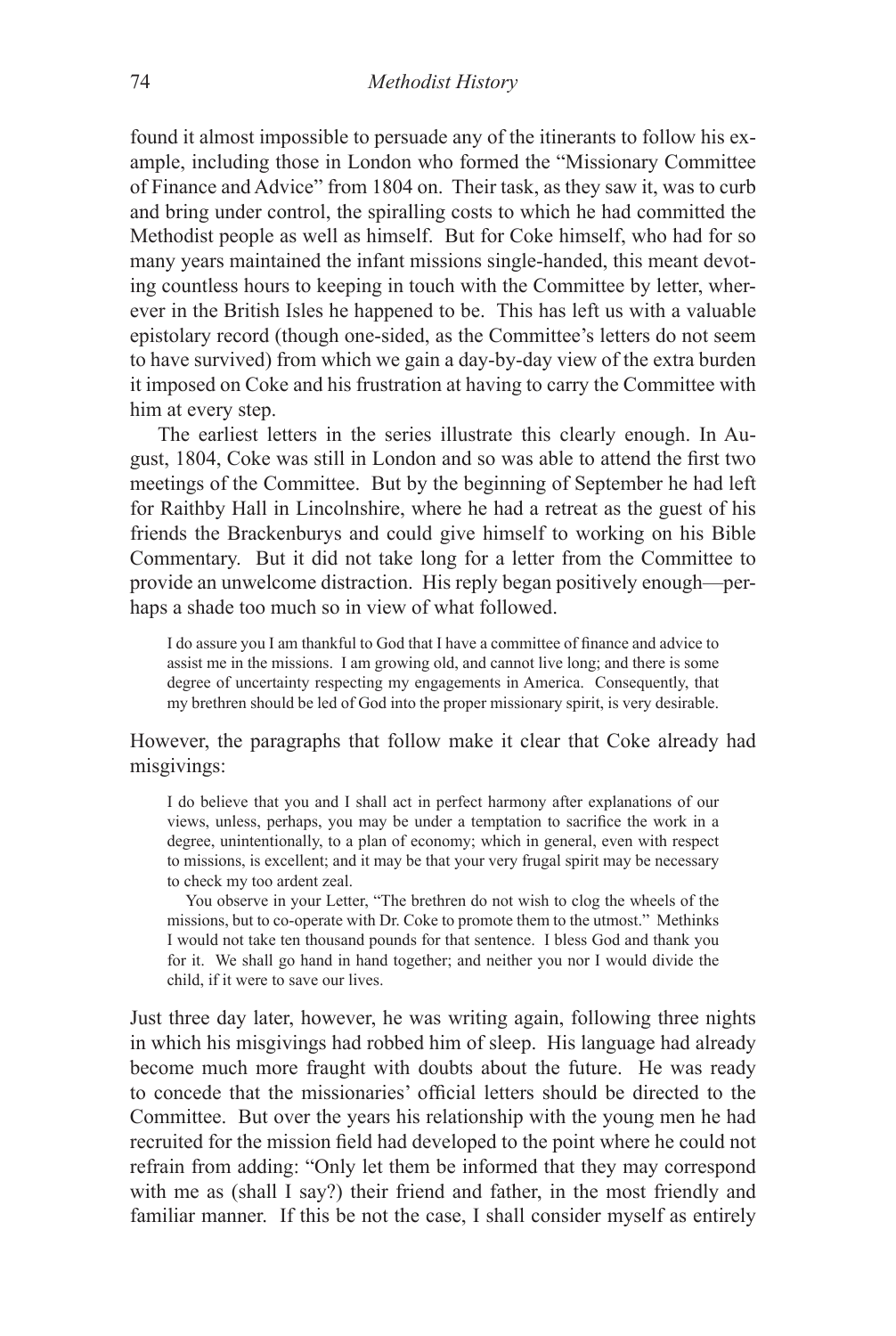found it almost impossible to persuade any of the itinerants to follow his example, including those in London who formed the "Missionary Committee of Finance and Advice" from 1804 on. Their task, as they saw it, was to curb and bring under control, the spiralling costs to which he had committed the Methodist people as well as himself. But for Coke himself, who had for so many years maintained the infant missions single-handed, this meant devoting countless hours to keeping in touch with the Committee by letter, wherever in the British Isles he happened to be. This has left us with a valuable epistolary record (though one-sided, as the Committee's letters do not seem to have survived) from which we gain a day-by-day view of the extra burden it imposed on Coke and his frustration at having to carry the Committee with him at every step.

The earliest letters in the series illustrate this clearly enough. In August, 1804, Coke was still in London and so was able to attend the first two meetings of the Committee. But by the beginning of September he had left for Raithby Hall in Lincolnshire, where he had a retreat as the guest of his friends the Brackenburys and could give himself to working on his Bible Commentary. But it did not take long for a letter from the Committee to provide an unwelcome distraction. His reply began positively enough—perhaps a shade too much so in view of what followed.

> I do assure you I am thankful to God that I have a committee of finance and advice to assist me in the missions. I am growing old, and cannot live long; and there is some degree of uncertainty respecting my engagements in America. Consequently, that my brethren should be led of God into the proper missionary spirit, is very desirable.

However, the paragraphs that follow make it clear that Coke already had misgivings:

> I do believe that you and I shall act in perfect harmony after explanations of our views, unless, perhaps, you may be under a temptation to sacrifice the work in a degree, unintentionally, to a plan of economy; which in general, even with respect to missions, is excellent; and it may be that your very frugal spirit may be necessary to check my too ardent zeal.
>
> You observe in your Letter, "The brethren do not wish to clog the wheels of the missions, but to co-operate with Dr. Coke to promote them to the utmost." Methinks I would not take ten thousand pounds for that sentence. I bless God and thank you for it. We shall go hand in hand together; and neither you nor I would divide the child, if it were to save our lives.

Just three day later, however, he was writing again, following three nights in which his misgivings had robbed him of sleep. His language had already become much more fraught with doubts about the future. He was ready to concede that the missionaries' official letters should be directed to the Committee. But over the years his relationship with the young men he had recruited for the mission field had developed to the point where he could not refrain from adding: "Only let them be informed that they may correspond with me as (shall I say?) their friend and father, in the most friendly and familiar manner. If this be not the case, I shall consider myself as entirely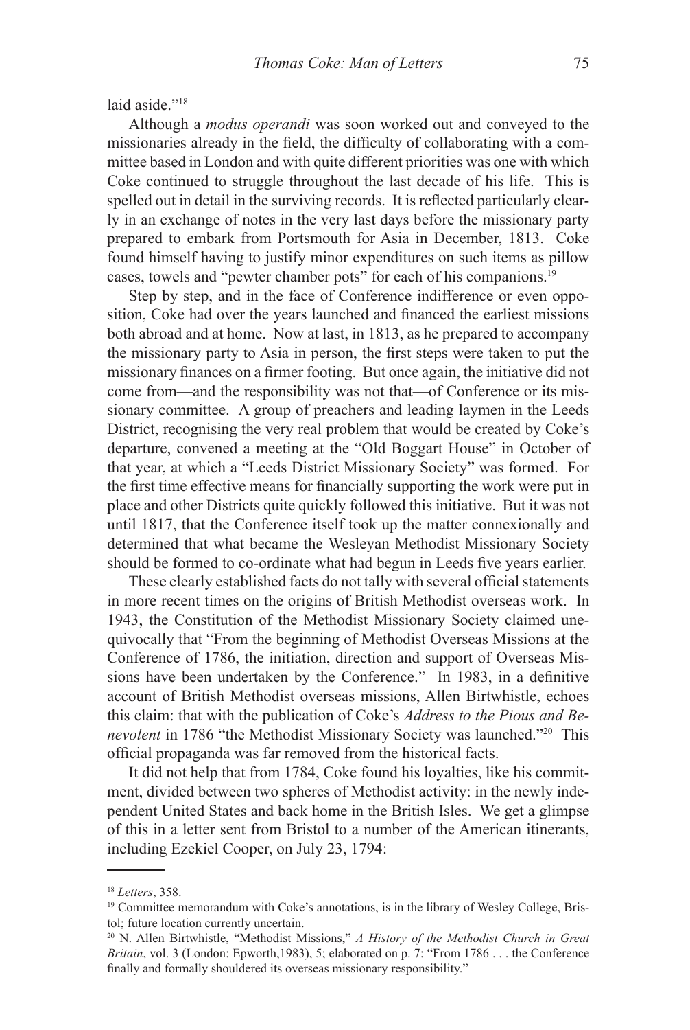laid aside."[18]

Although a *modus operandi* was soon worked out and conveyed to the missionaries already in the field, the difficulty of collaborating with a committee based in London and with quite different priorities was one with which Coke continued to struggle throughout the last decade of his life. This is spelled out in detail in the surviving records. It is reflected particularly clearly in an exchange of notes in the very last days before the missionary party prepared to embark from Portsmouth for Asia in December, 1813. Coke found himself having to justify minor expenditures on such items as pillow cases, towels and "pewter chamber pots" for each of his companions.[19]

Step by step, and in the face of Conference indifference or even opposition, Coke had over the years launched and financed the earliest missions both abroad and at home. Now at last, in 1813, as he prepared to accompany the missionary party to Asia in person, the first steps were taken to put the missionary finances on a firmer footing. But once again, the initiative did not come from—and the responsibility was not that—of Conference or its missionary committee. A group of preachers and leading laymen in the Leeds District, recognising the very real problem that would be created by Coke's departure, convened a meeting at the "Old Boggart House" in October of that year, at which a "Leeds District Missionary Society" was formed. For the first time effective means for financially supporting the work were put in place and other Districts quite quickly followed this initiative. But it was not until 1817, that the Conference itself took up the matter connexionally and determined that what became the Wesleyan Methodist Missionary Society should be formed to co-ordinate what had begun in Leeds five years earlier.

These clearly established facts do not tally with several official statements in more recent times on the origins of British Methodist overseas work. In 1943, the Constitution of the Methodist Missionary Society claimed unequivocally that "From the beginning of Methodist Overseas Missions at the Conference of 1786, the initiation, direction and support of Overseas Missions have been undertaken by the Conference." In 1983, in a definitive account of British Methodist overseas missions, Allen Birtwhistle, echoes this claim: that with the publication of Coke's *Address to the Pious and Benevolent* in 1786 "the Methodist Missionary Society was launched."[20] This official propaganda was far removed from the historical facts.

It did not help that from 1784, Coke found his loyalties, like his commitment, divided between two spheres of Methodist activity: in the newly independent United States and back home in the British Isles. We get a glimpse of this in a letter sent from Bristol to a number of the American itinerants, including Ezekiel Cooper, on July 23, 1794:

---

[18] *Letters*, 358.

[19] Committee memorandum with Coke's annotations, is in the library of Wesley College, Bristol; future location currently uncertain.

[20] N. Allen Birtwhistle, "Methodist Missions," *A History of the Methodist Church in Great Britain*, vol. 3 (London: Epworth,1983), 5; elaborated on p. 7: "From 1786 . . . the Conference finally and formally shouldered its overseas missionary responsibility."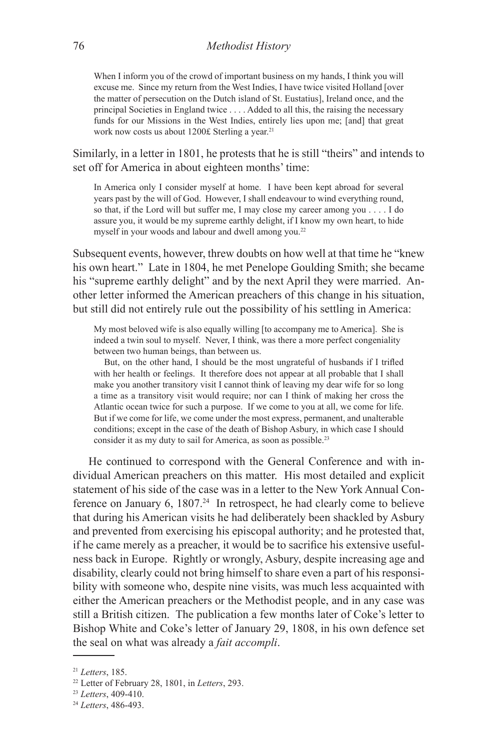> When I inform you of the crowd of important business on my hands, I think you will excuse me. Since my return from the West Indies, I have twice visited Holland [over the matter of persecution on the Dutch island of St. Eustatius], Ireland once, and the principal Societies in England twice . . . . Added to all this, the raising the necessary funds for our Missions in the West Indies, entirely lies upon me; [and] that great work now costs us about 1200£ Sterling a year.[21]

Similarly, in a letter in 1801, he protests that he is still "theirs" and intends to set off for America in about eighteen months' time:

> In America only I consider myself at home. I have been kept abroad for several years past by the will of God. However, I shall endeavour to wind everything round, so that, if the Lord will but suffer me, I may close my career among you . . . . I do assure you, it would be my supreme earthly delight, if I know my own heart, to hide myself in your woods and labour and dwell among you.[22]

Subsequent events, however, threw doubts on how well at that time he "knew his own heart." Late in 1804, he met Penelope Goulding Smith; she became his "supreme earthly delight" and by the next April they were married. Another letter informed the American preachers of this change in his situation, but still did not entirely rule out the possibility of his settling in America:

> My most beloved wife is also equally willing [to accompany me to America]. She is indeed a twin soul to myself. Never, I think, was there a more perfect congeniality between two human beings, than between us.
>
> But, on the other hand, I should be the most ungrateful of husbands if I trifled with her health or feelings. It therefore does not appear at all probable that I shall make you another transitory visit I cannot think of leaving my dear wife for so long a time as a transitory visit would require; nor can I think of making her cross the Atlantic ocean twice for such a purpose. If we come to you at all, we come for life. But if we come for life, we come under the most express, permanent, and unalterable conditions; except in the case of the death of Bishop Asbury, in which case I should consider it as my duty to sail for America, as soon as possible.[23]

He continued to correspond with the General Conference and with individual American preachers on this matter. His most detailed and explicit statement of his side of the case was in a letter to the New York Annual Conference on January 6, 1807.[24] In retrospect, he had clearly come to believe that during his American visits he had deliberately been shackled by Asbury and prevented from exercising his episcopal authority; and he protested that, if he came merely as a preacher, it would be to sacrifice his extensive usefulness back in Europe. Rightly or wrongly, Asbury, despite increasing age and disability, clearly could not bring himself to share even a part of his responsibility with someone who, despite nine visits, was much less acquainted with either the American preachers or the Methodist people, and in any case was still a British citizen. The publication a few months later of Coke's letter to Bishop White and Coke's letter of January 29, 1808, in his own defence set the seal on what was already a *fait accompli*.

---

[21] *Letters*, 185.

[22] Letter of February 28, 1801, in *Letters*, 293.

[23] *Letters*, 409-410.

[24] *Letters*, 486-493.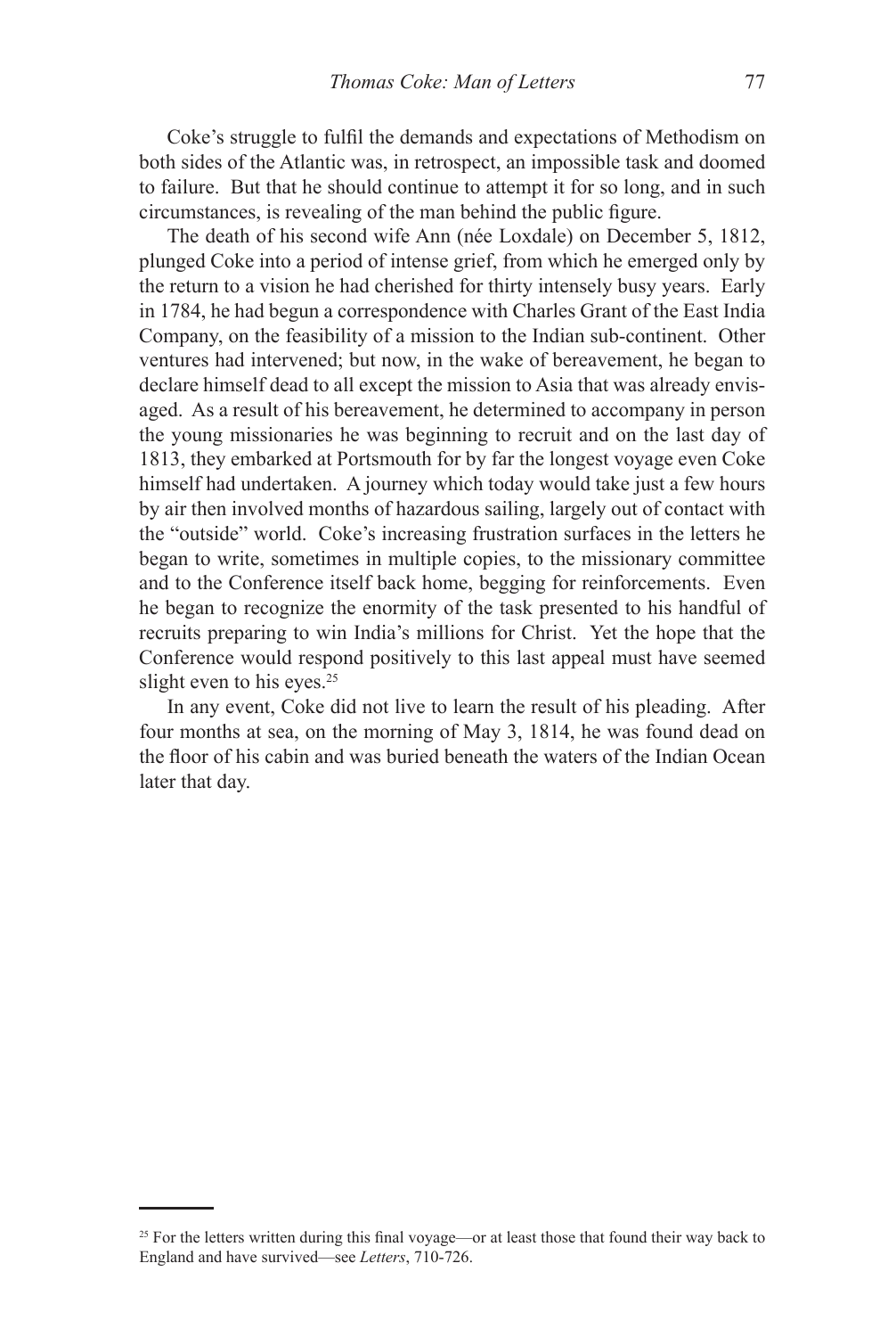Coke's struggle to fulfil the demands and expectations of Methodism on both sides of the Atlantic was, in retrospect, an impossible task and doomed to failure. But that he should continue to attempt it for so long, and in such circumstances, is revealing of the man behind the public figure.

The death of his second wife Ann (née Loxdale) on December 5, 1812, plunged Coke into a period of intense grief, from which he emerged only by the return to a vision he had cherished for thirty intensely busy years. Early in 1784, he had begun a correspondence with Charles Grant of the East India Company, on the feasibility of a mission to the Indian sub-continent. Other ventures had intervened; but now, in the wake of bereavement, he began to declare himself dead to all except the mission to Asia that was already envisaged. As a result of his bereavement, he determined to accompany in person the young missionaries he was beginning to recruit and on the last day of 1813, they embarked at Portsmouth for by far the longest voyage even Coke himself had undertaken. A journey which today would take just a few hours by air then involved months of hazardous sailing, largely out of contact with the "outside" world. Coke's increasing frustration surfaces in the letters he began to write, sometimes in multiple copies, to the missionary committee and to the Conference itself back home, begging for reinforcements. Even he began to recognize the enormity of the task presented to his handful of recruits preparing to win India's millions for Christ. Yet the hope that the Conference would respond positively to this last appeal must have seemed slight even to his eyes.[25]

In any event, Coke did not live to learn the result of his pleading. After four months at sea, on the morning of May 3, 1814, he was found dead on the floor of his cabin and was buried beneath the waters of the Indian Ocean later that day.

---

[25] For the letters written during this final voyage—or at least those that found their way back to England and have survived—see *Letters*, 710-726.